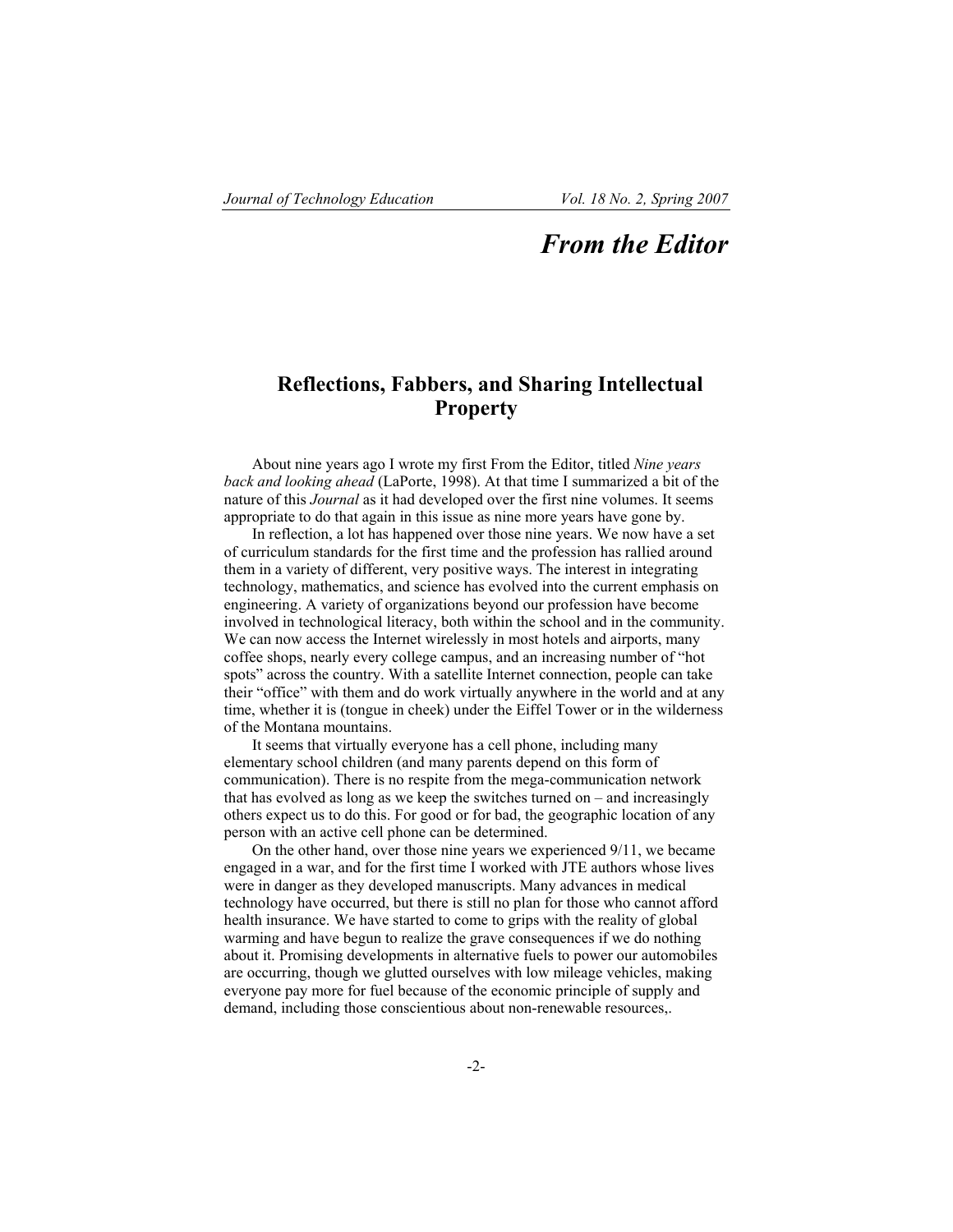# From the Editor

## Reflections, Fabbers, and Sharing Intellectual Property

About nine years ago I wrote my first From the Editor, titled *Nine years back and looking ahead* (LaPorte, 1998). At that time I summarized a bit of the nature of this *Journal* as it had developed over the first nine volumes. It seems appropriate to do that again in this issue as nine more years have gone by.

In reflection, a lot has happened over those nine years. We now have a set of curriculum standards for the first time and the profession has rallied around them in a variety of different, very positive ways. The interest in integrating technology, mathematics, and science has evolved into the current emphasis on engineering. A variety of organizations beyond our profession have become involved in technological literacy, both within the school and in the community. We can now access the Internet wirelessly in most hotels and airports, many coffee shops, nearly every college campus, and an increasing number of "hot spots" across the country. With a satellite Internet connection, people can take their "office" with them and do work virtually anywhere in the world and at any time, whether it is (tongue in cheek) under the Eiffel Tower or in the wilderness of the Montana mountains.

It seems that virtually everyone has a cell phone, including many elementary school children (and many parents depend on this form of communication). There is no respite from the mega-communication network that has evolved as long as we keep the switches turned on – and increasingly others expect us to do this. For good or for bad, the geographic location of any person with an active cell phone can be determined.

On the other hand, over those nine years we experienced 9/11, we became engaged in a war, and for the first time I worked with JTE authors whose lives were in danger as they developed manuscripts. Many advances in medical technology have occurred, but there is still no plan for those who cannot afford health insurance. We have started to come to grips with the reality of global warming and have begun to realize the grave consequences if we do nothing about it. Promising developments in alternative fuels to power our automobiles are occurring, though we glutted ourselves with low mileage vehicles, making everyone pay more for fuel because of the economic principle of supply and demand, including those conscientious about non-renewable resources,.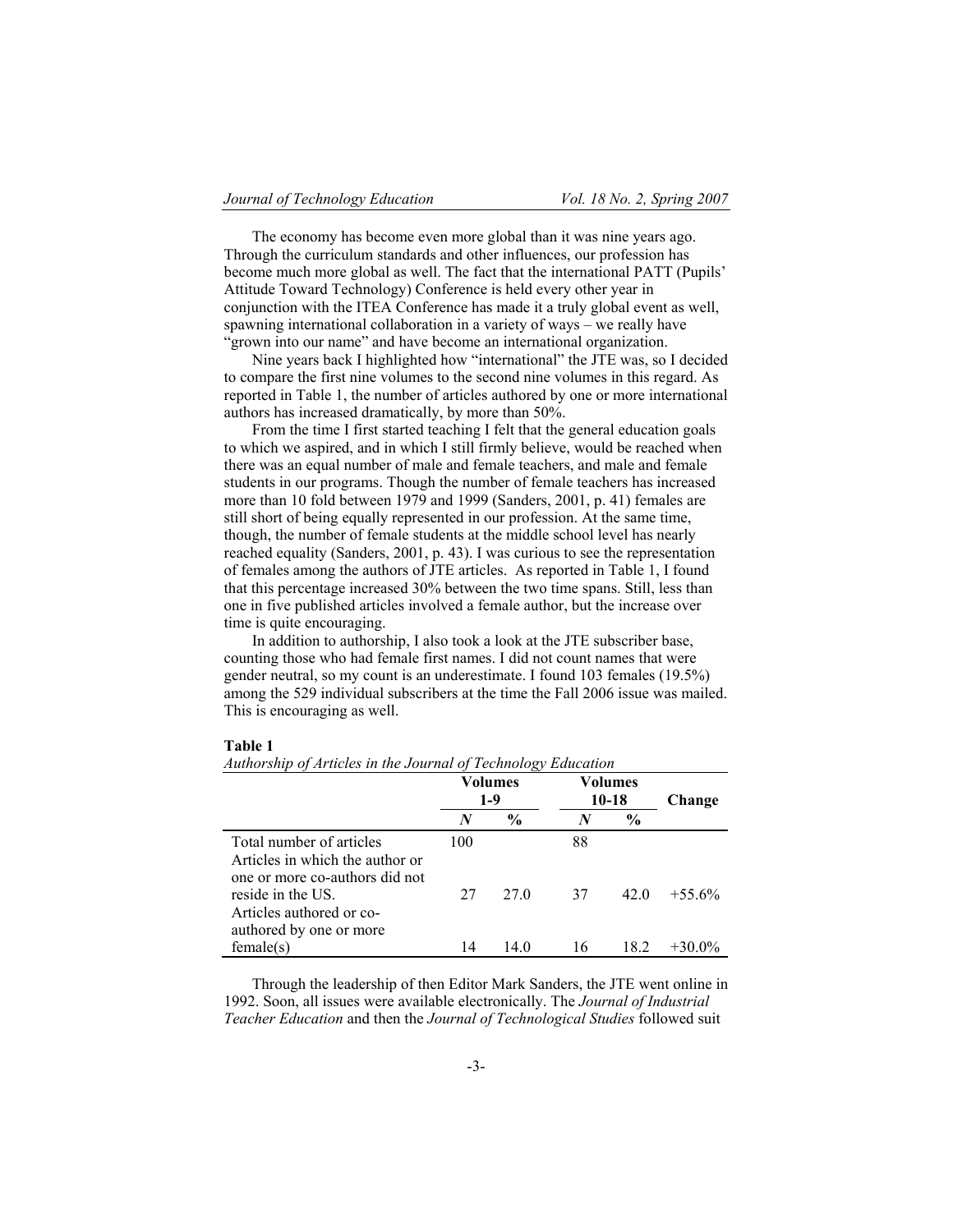The economy has become even more global than it was nine years ago. Through the curriculum standards and other influences, our profession has become much more global as well. The fact that the international PATT (Pupils' Attitude Toward Technology) Conference is held every other year in conjunction with the ITEA Conference has made it a truly global event as well, spawning international collaboration in a variety of ways – we really have "grown into our name" and have become an international organization.

Nine years back I highlighted how "international" the JTE was, so I decided to compare the first nine volumes to the second nine volumes in this regard. As reported in Table 1, the number of articles authored by one or more international authors has increased dramatically, by more than 50%.

From the time I first started teaching I felt that the general education goals to which we aspired, and in which I still firmly believe, would be reached when there was an equal number of male and female teachers, and male and female students in our programs. Though the number of female teachers has increased more than 10 fold between 1979 and 1999 (Sanders, 2001, p. 41) females are still short of being equally represented in our profession. At the same time, though, the number of female students at the middle school level has nearly reached equality (Sanders, 2001, p. 43). I was curious to see the representation of females among the authors of JTE articles. As reported in Table 1, I found that this percentage increased 30% between the two time spans. Still, less than one in five published articles involved a female author, but the increase over time is quite encouraging.

In addition to authorship, I also took a look at the JTE subscriber base, counting those who had female first names. I did not count names that were gender neutral, so my count is an underestimate. I found 103 females (19.5%) among the 529 individual subscribers at the time the Fall 2006 issue was mailed. This is encouraging as well.

**Table 1**
*Authorship of Articles in the Journal of Technology Education*

| | Volumes 1-9 | | Volumes 10-18 | | Change |
|---|---|---|---|---|---|
| | *N* | % | *N* | % | |
| Total number of articles | 100 | | 88 | | |
| Articles in which the author or one or more co-authors did not reside in the US. | 27 | 27.0 | 37 | 42.0 | +55.6% |
| Articles authored or co-authored by one or more female(s) | 14 | 14.0 | 16 | 18.2 | +30.0% |

Through the leadership of then Editor Mark Sanders, the JTE went online in 1992. Soon, all issues were available electronically. The *Journal of Industrial Teacher Education* and then the *Journal of Technological Studies* followed suit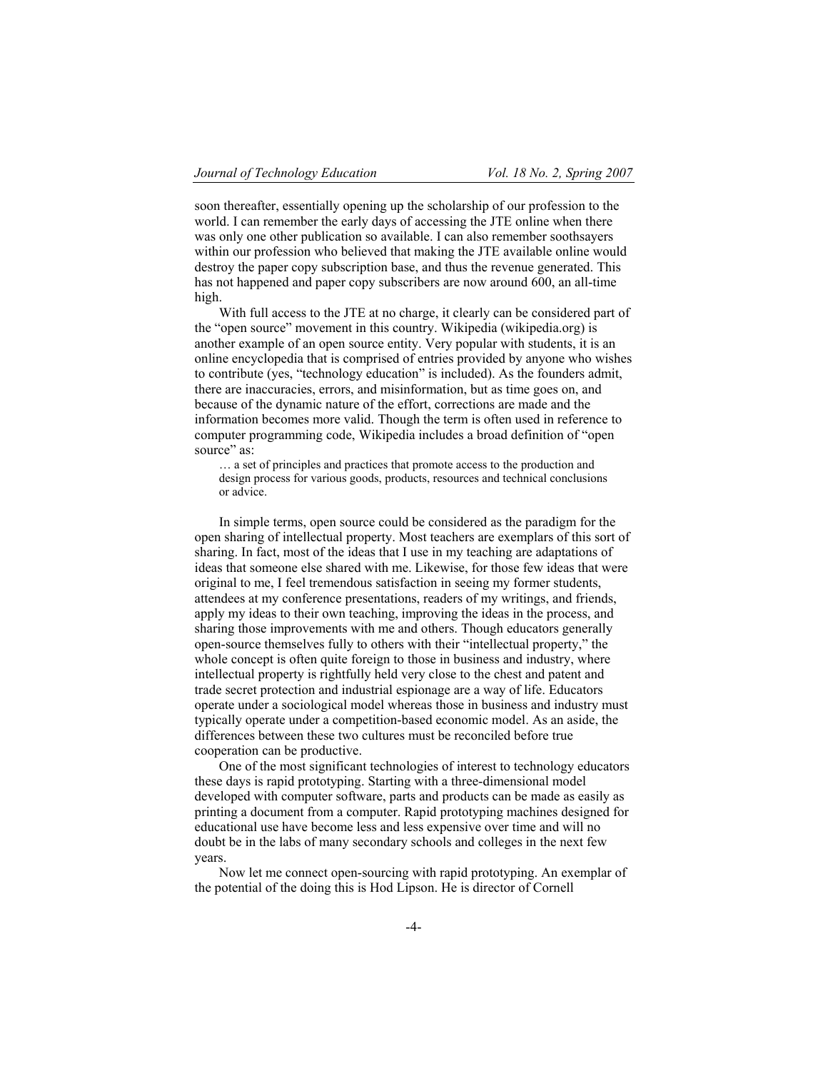soon thereafter, essentially opening up the scholarship of our profession to the world. I can remember the early days of accessing the JTE online when there was only one other publication so available. I can also remember soothsayers within our profession who believed that making the JTE available online would destroy the paper copy subscription base, and thus the revenue generated. This has not happened and paper copy subscribers are now around 600, an all-time high.

With full access to the JTE at no charge, it clearly can be considered part of the "open source" movement in this country. Wikipedia (wikipedia.org) is another example of an open source entity. Very popular with students, it is an online encyclopedia that is comprised of entries provided by anyone who wishes to contribute (yes, "technology education" is included). As the founders admit, there are inaccuracies, errors, and misinformation, but as time goes on, and because of the dynamic nature of the effort, corrections are made and the information becomes more valid. Though the term is often used in reference to computer programming code, Wikipedia includes a broad definition of "open source" as:

> … a set of principles and practices that promote access to the production and design process for various goods, products, resources and technical conclusions or advice.

In simple terms, open source could be considered as the paradigm for the open sharing of intellectual property. Most teachers are exemplars of this sort of sharing. In fact, most of the ideas that I use in my teaching are adaptations of ideas that someone else shared with me. Likewise, for those few ideas that were original to me, I feel tremendous satisfaction in seeing my former students, attendees at my conference presentations, readers of my writings, and friends, apply my ideas to their own teaching, improving the ideas in the process, and sharing those improvements with me and others. Though educators generally open-source themselves fully to others with their "intellectual property," the whole concept is often quite foreign to those in business and industry, where intellectual property is rightfully held very close to the chest and patent and trade secret protection and industrial espionage are a way of life. Educators operate under a sociological model whereas those in business and industry must typically operate under a competition-based economic model. As an aside, the differences between these two cultures must be reconciled before true cooperation can be productive.

One of the most significant technologies of interest to technology educators these days is rapid prototyping. Starting with a three-dimensional model developed with computer software, parts and products can be made as easily as printing a document from a computer. Rapid prototyping machines designed for educational use have become less and less expensive over time and will no doubt be in the labs of many secondary schools and colleges in the next few years.

Now let me connect open-sourcing with rapid prototyping. An exemplar of the potential of the doing this is Hod Lipson. He is director of Cornell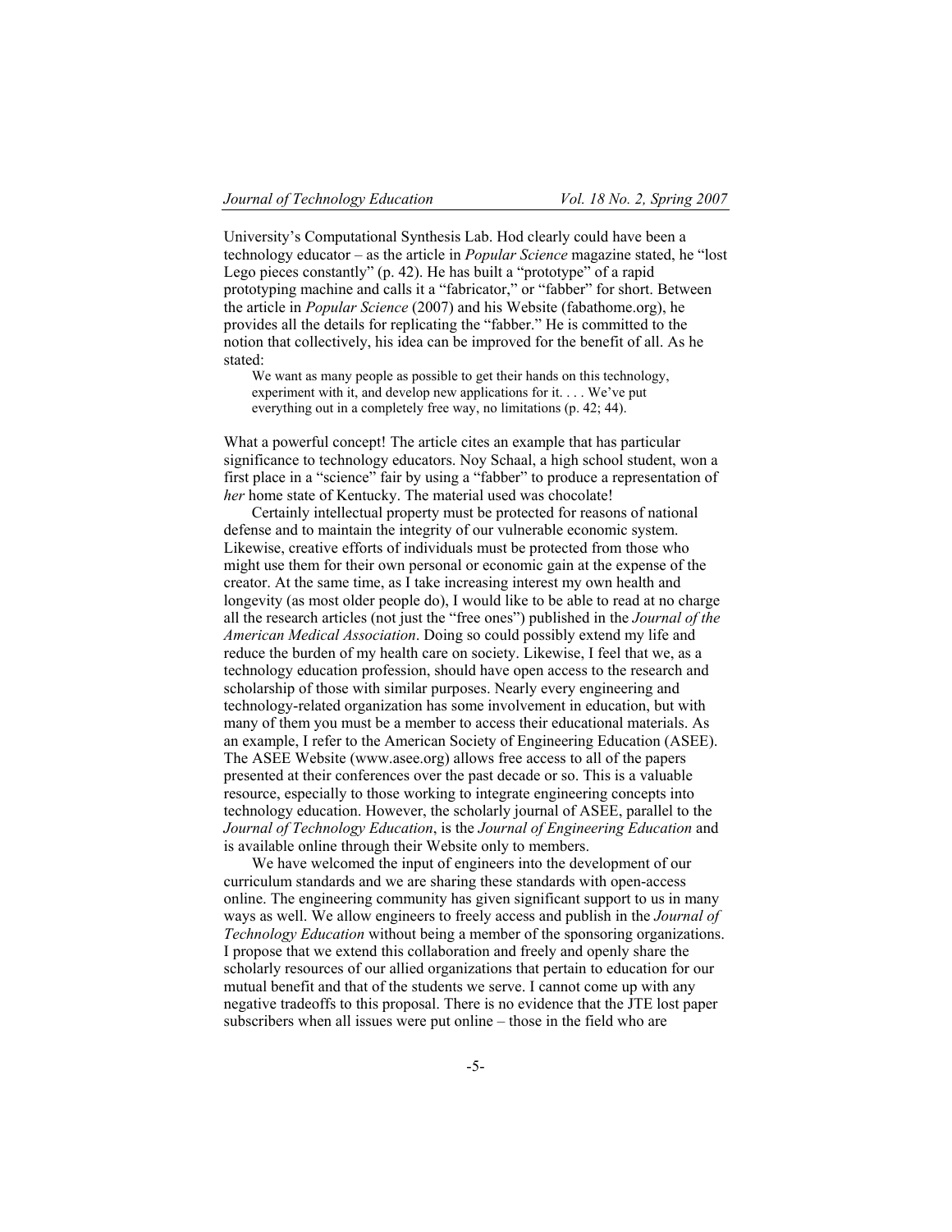University's Computational Synthesis Lab. Hod clearly could have been a technology educator – as the article in *Popular Science* magazine stated, he "lost Lego pieces constantly" (p. 42). He has built a "prototype" of a rapid prototyping machine and calls it a "fabricator," or "fabber" for short. Between the article in *Popular Science* (2007) and his Website (fabathome.org), he provides all the details for replicating the "fabber." He is committed to the notion that collectively, his idea can be improved for the benefit of all. As he stated:

> We want as many people as possible to get their hands on this technology, experiment with it, and develop new applications for it. . . . We've put everything out in a completely free way, no limitations (p. 42; 44).

What a powerful concept! The article cites an example that has particular significance to technology educators. Noy Schaal, a high school student, won a first place in a "science" fair by using a "fabber" to produce a representation of *her* home state of Kentucky. The material used was chocolate!

Certainly intellectual property must be protected for reasons of national defense and to maintain the integrity of our vulnerable economic system. Likewise, creative efforts of individuals must be protected from those who might use them for their own personal or economic gain at the expense of the creator. At the same time, as I take increasing interest my own health and longevity (as most older people do), I would like to be able to read at no charge all the research articles (not just the "free ones") published in the *Journal of the American Medical Association*. Doing so could possibly extend my life and reduce the burden of my health care on society. Likewise, I feel that we, as a technology education profession, should have open access to the research and scholarship of those with similar purposes. Nearly every engineering and technology-related organization has some involvement in education, but with many of them you must be a member to access their educational materials. As an example, I refer to the American Society of Engineering Education (ASEE). The ASEE Website (www.asee.org) allows free access to all of the papers presented at their conferences over the past decade or so. This is a valuable resource, especially to those working to integrate engineering concepts into technology education. However, the scholarly journal of ASEE, parallel to the *Journal of Technology Education*, is the *Journal of Engineering Education* and is available online through their Website only to members.

We have welcomed the input of engineers into the development of our curriculum standards and we are sharing these standards with open-access online. The engineering community has given significant support to us in many ways as well. We allow engineers to freely access and publish in the *Journal of Technology Education* without being a member of the sponsoring organizations. I propose that we extend this collaboration and freely and openly share the scholarly resources of our allied organizations that pertain to education for our mutual benefit and that of the students we serve. I cannot come up with any negative tradeoffs to this proposal. There is no evidence that the JTE lost paper subscribers when all issues were put online – those in the field who are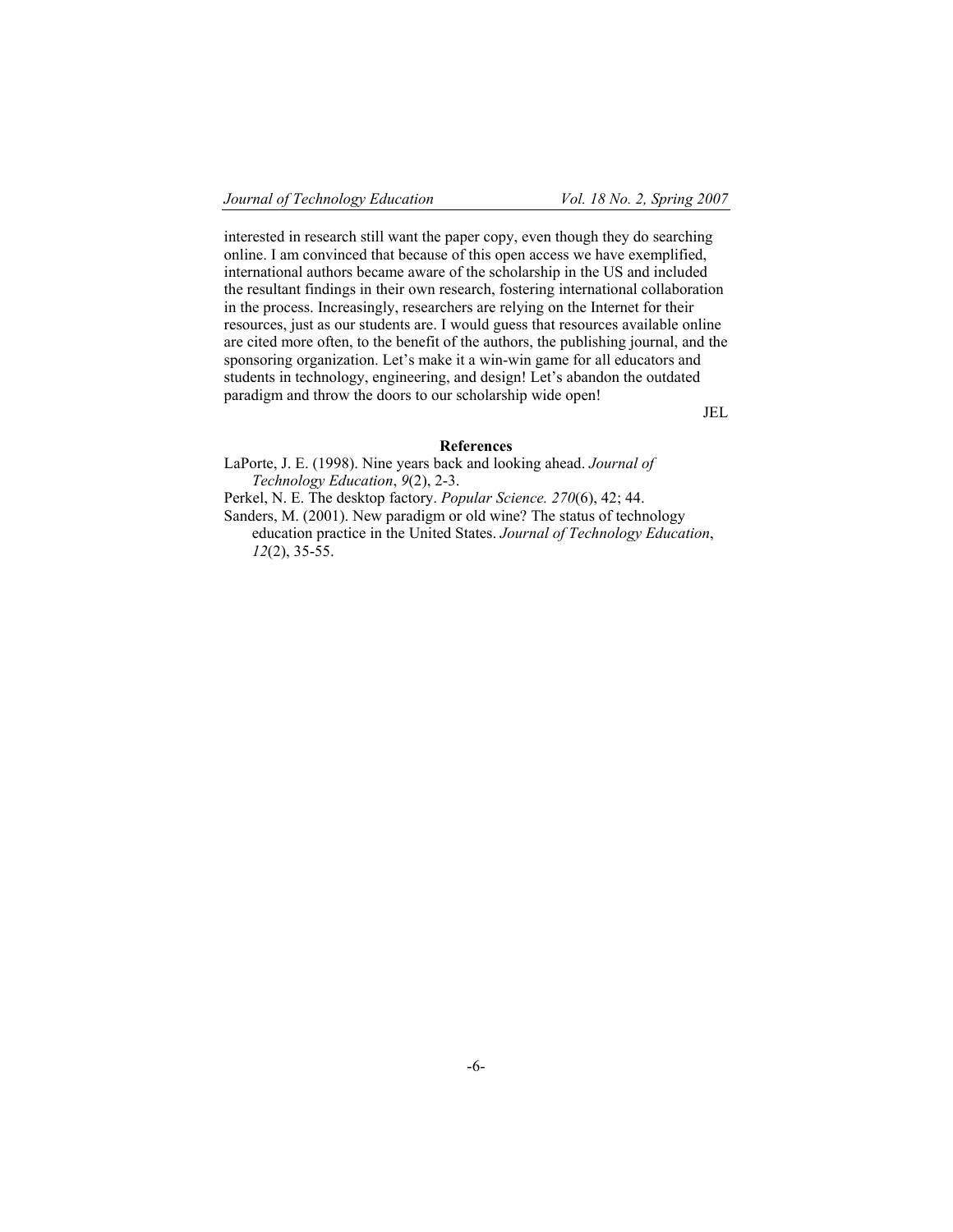interested in research still want the paper copy, even though they do searching online. I am convinced that because of this open access we have exemplified, international authors became aware of the scholarship in the US and included the resultant findings in their own research, fostering international collaboration in the process. Increasingly, researchers are relying on the Internet for their resources, just as our students are. I would guess that resources available online are cited more often, to the benefit of the authors, the publishing journal, and the sponsoring organization. Let's make it a win-win game for all educators and students in technology, engineering, and design! Let's abandon the outdated paradigm and throw the doors to our scholarship wide open!

JEL

## References

LaPorte, J. E. (1998). Nine years back and looking ahead. *Journal of Technology Education*, *9*(2), 2-3.

Perkel, N. E. The desktop factory. *Popular Science. 270*(6), 42; 44.

Sanders, M. (2001). New paradigm or old wine? The status of technology education practice in the United States. *Journal of Technology Education*, *12*(2), 35-55.